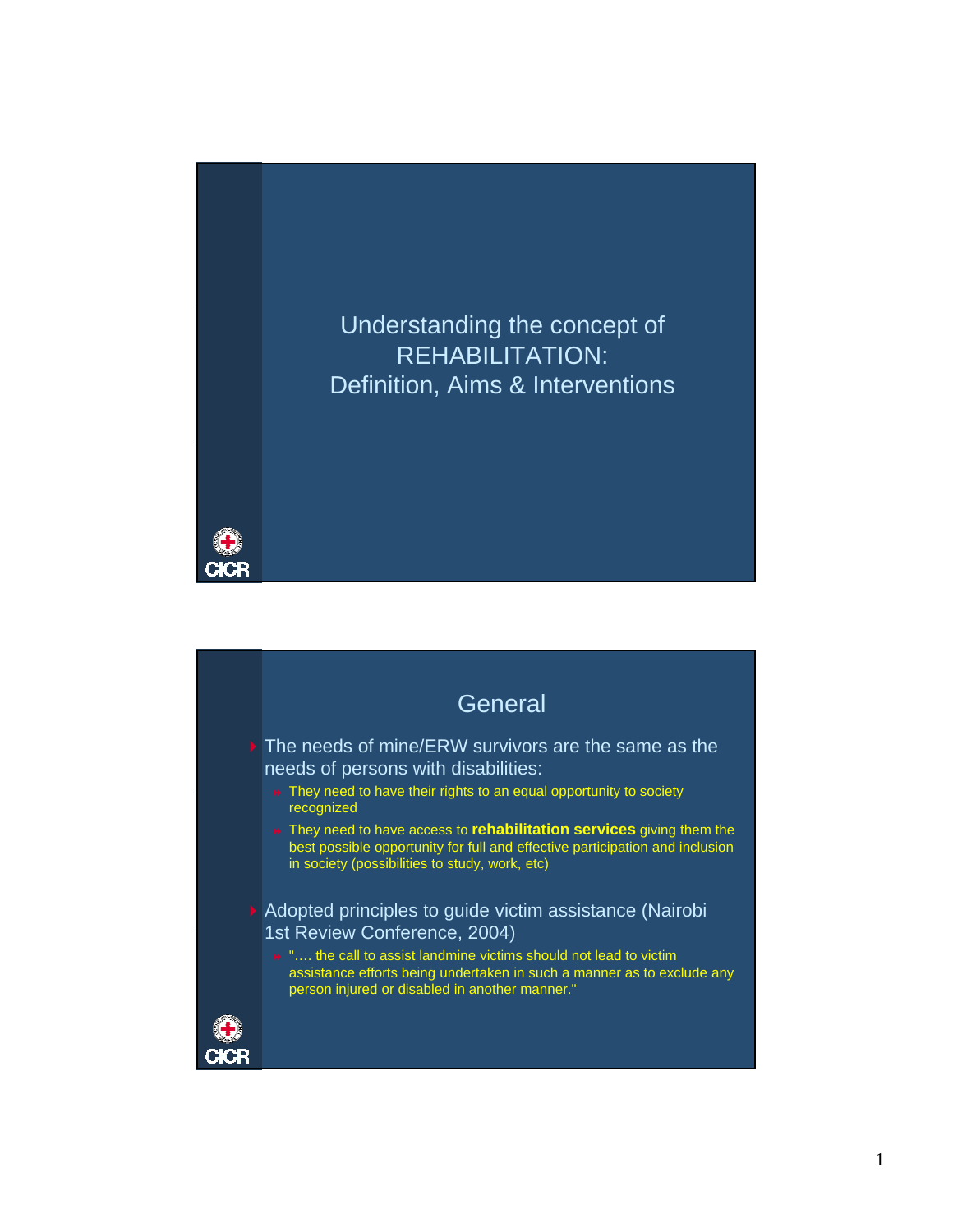# Understanding the concept of REHABILITATION: Definition, Aims & Interventions

## General

- The needs of mine/ERW survivors are the same as the needs of persons with disabilities:
  - They need to have their rights to an equal opportunity to society recognized
  - They need to have access to **rehabilitation services** giving them the best possible opportunity for full and effective participation and inclusion in society (possibilities to study, work, etc)
- Adopted principles to guide victim assistance (Nairobi 1st Review Conference, 2004)
  - "…. the call to assist landmine victims should not lead to victim assistance efforts being undertaken in such a manner as to exclude any person injured or disabled in another manner."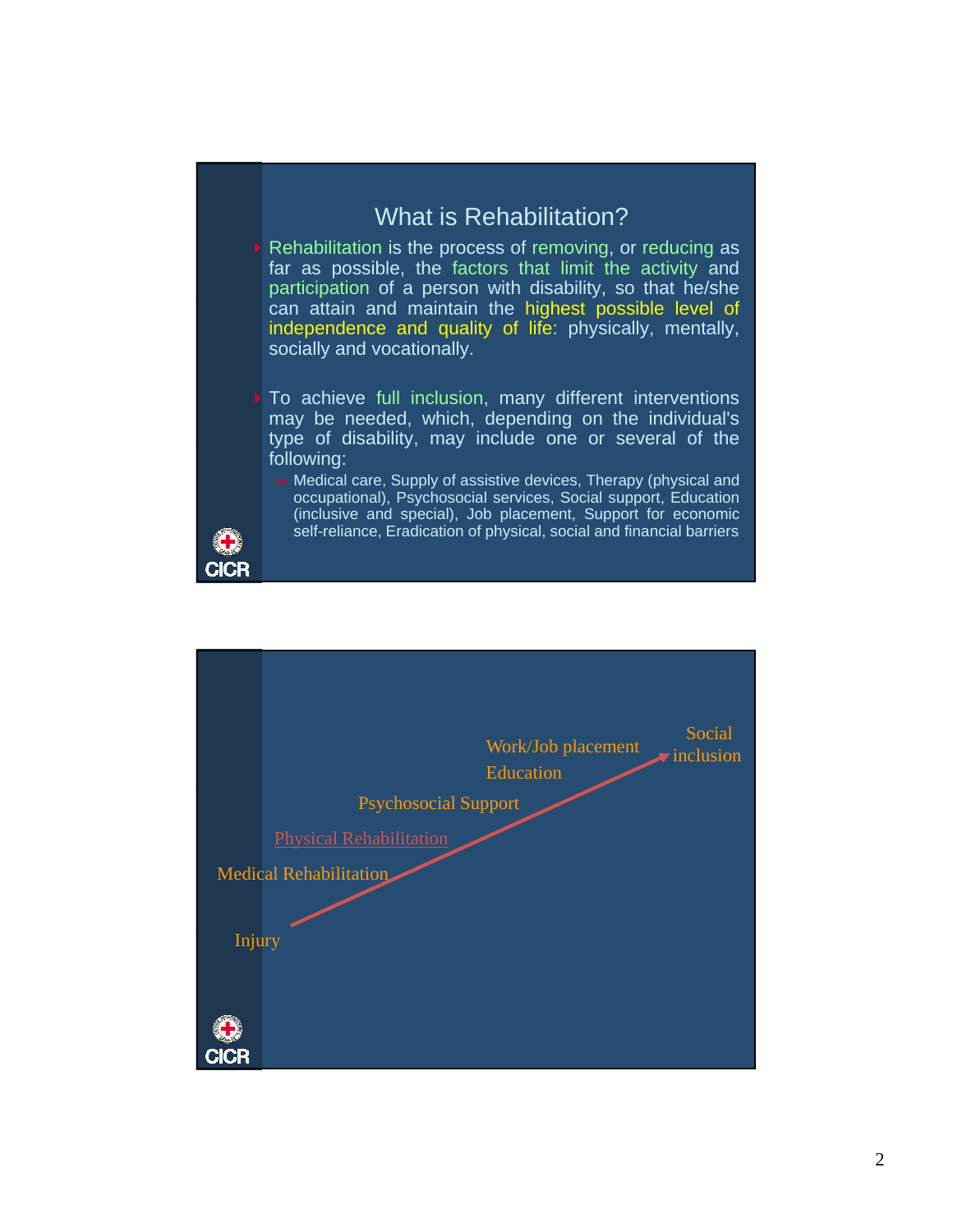## What is Rehabilitation?

- Rehabilitation is the process of removing, or reducing as far as possible, the factors that limit the activity and participation of a person with disability, so that he/she can attain and maintain the highest possible level of independence and quality of life: physically, mentally, socially and vocationally.

- To achieve full inclusion, many different interventions may be needed, which, depending on the individual's type of disability, may include one or several of the following:
  - Medical care, Supply of assistive devices, Therapy (physical and occupational), Psychosocial services, Social support, Education (inclusive and special), Job placement, Support for economic self-reliance, Eradication of physical, social and financial barriers

CICR

---

Social inclusion

Work/Job placement

Education

Psychosocial Support

Physical Rehabilitation

Medical Rehabilitation

Injury

CICR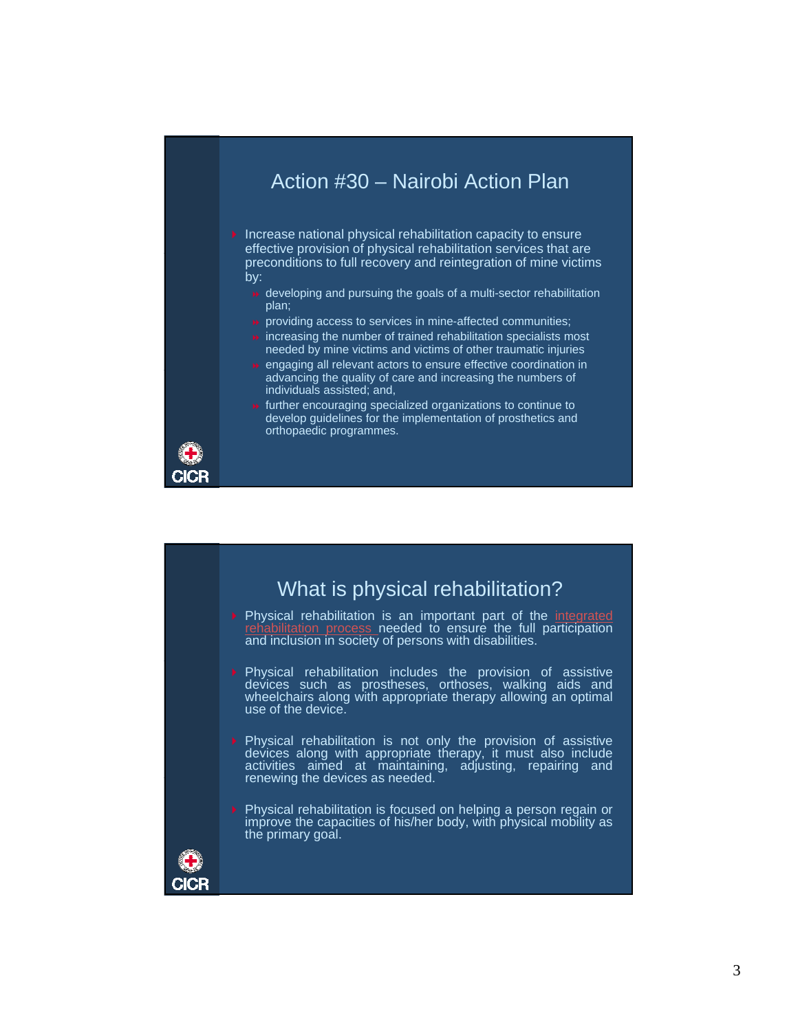## Action #30 – Nairobi Action Plan

- Increase national physical rehabilitation capacity to ensure effective provision of physical rehabilitation services that are preconditions to full recovery and reintegration of mine victims by:
  - developing and pursuing the goals of a multi-sector rehabilitation plan;
  - providing access to services in mine-affected communities;
  - increasing the number of trained rehabilitation specialists most needed by mine victims and victims of other traumatic injuries
  - engaging all relevant actors to ensure effective coordination in advancing the quality of care and increasing the numbers of individuals assisted; and,
  - further encouraging specialized organizations to continue to develop guidelines for the implementation of prosthetics and orthopaedic programmes.

CICR

## What is physical rehabilitation?

- Physical rehabilitation is an important part of the integrated rehabilitation process needed to ensure the full participation and inclusion in society of persons with disabilities.
- Physical rehabilitation includes the provision of assistive devices such as prostheses, orthoses, walking aids and wheelchairs along with appropriate therapy allowing an optimal use of the device.
- Physical rehabilitation is not only the provision of assistive devices along with appropriate therapy, it must also include activities aimed at maintaining, adjusting, repairing and renewing the devices as needed.
- Physical rehabilitation is focused on helping a person regain or improve the capacities of his/her body, with physical mobility as the primary goal.

CICR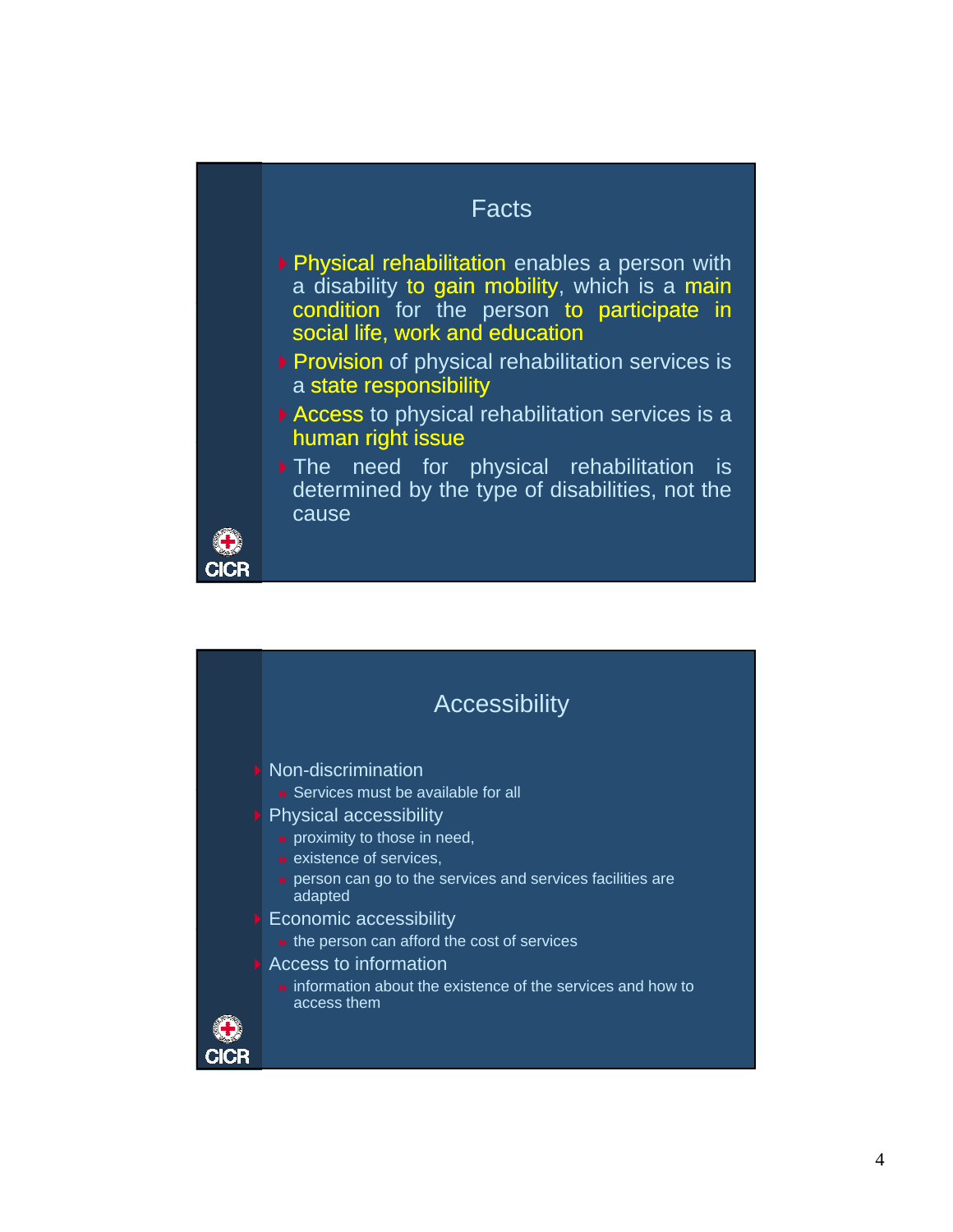## Facts

- Physical rehabilitation enables a person with a disability to gain mobility, which is a main condition for the person to participate in social life, work and education
- Provision of physical rehabilitation services is a state responsibility
- Access to physical rehabilitation services is a human right issue
- The need for physical rehabilitation is determined by the type of disabilities, not the cause

CICR

## Accessibility

- Non-discrimination
  - Services must be available for all
- Physical accessibility
  - proximity to those in need,
  - existence of services,
  - person can go to the services and services facilities are adapted
- Economic accessibility
  - the person can afford the cost of services
- Access to information
  - information about the existence of the services and how to access them

CICR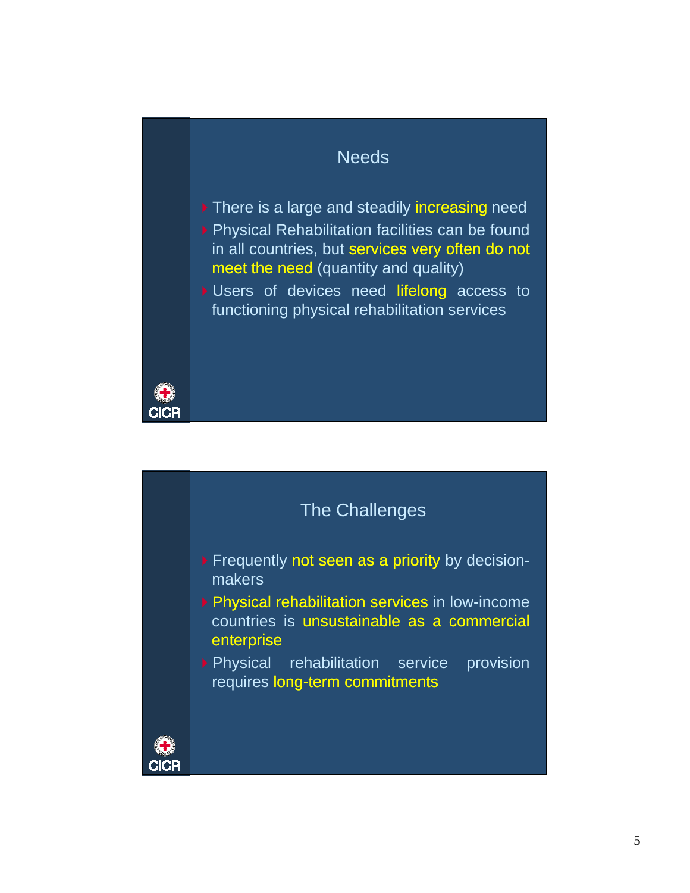## Needs

- There is a large and steadily increasing need
- Physical Rehabilitation facilities can be found in all countries, but services very often do not meet the need (quantity and quality)
- Users of devices need lifelong access to functioning physical rehabilitation services

CICR

## The Challenges

- Frequently not seen as a priority by decision-makers
- Physical rehabilitation services in low-income countries is unsustainable as a commercial enterprise
- Physical rehabilitation service provision requires long-term commitments

CICR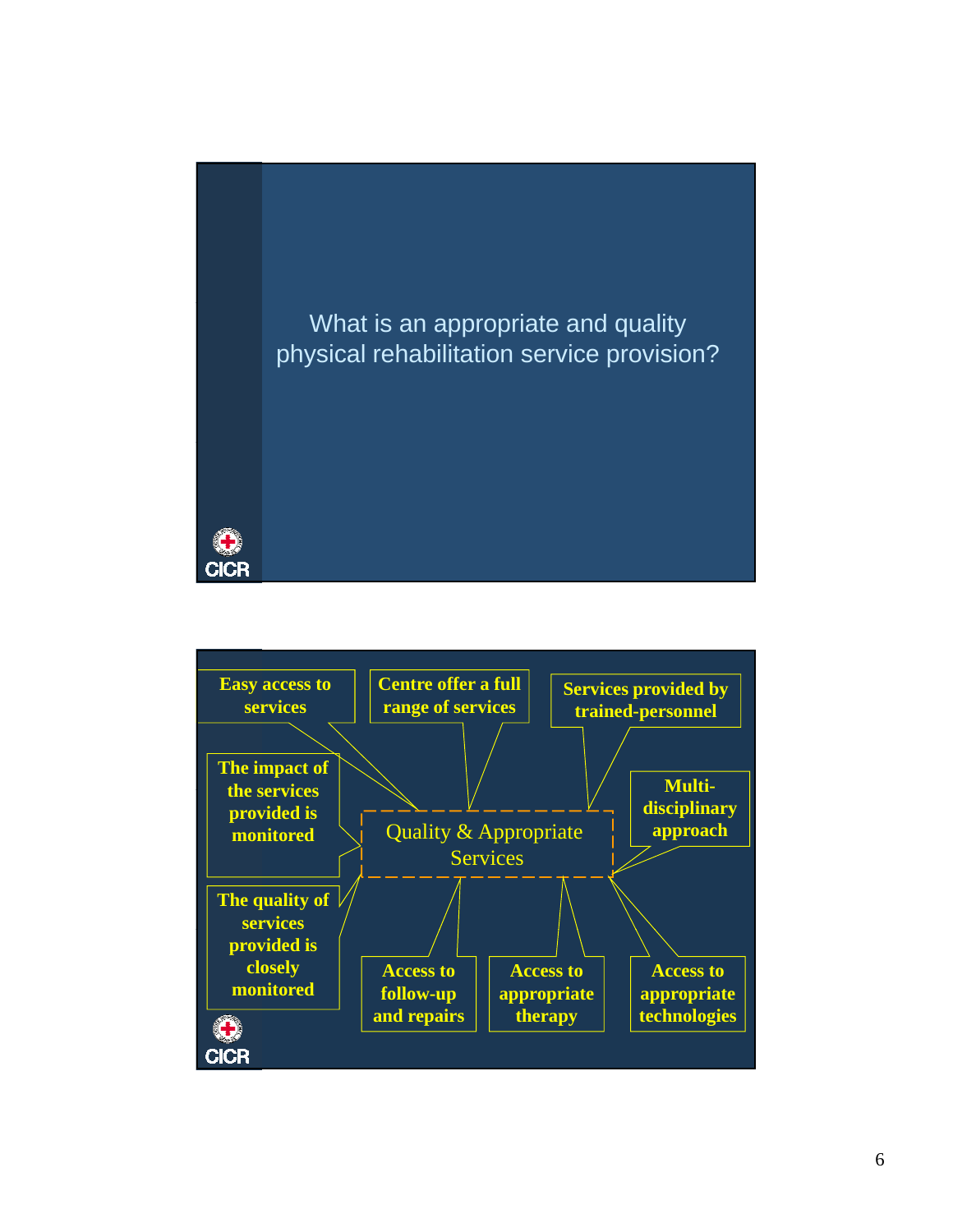What is an appropriate and quality physical rehabilitation service provision?

CICR

Easy access to services

Centre offer a full range of services

Services provided by trained-personnel

The impact of the services provided is monitored

Multi-disciplinary approach

Quality & Appropriate Services

The quality of services provided is closely monitored

Access to follow-up and repairs

Access to appropriate therapy

Access to appropriate technologies

CICR